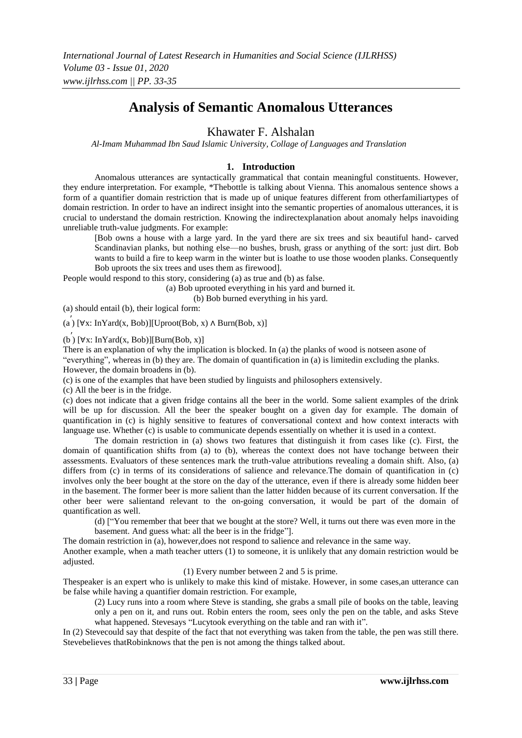# Analysis of Semantic Anomalous Utterances

Khawater F. Alshalan

*Al-Imam Muhammad Ibn Saud Islamic University, Collage of Languages and Translation*

## 1. Introduction

Anomalous utterances are syntactically grammatical that contain meaningful constituents. However, they endure interpretation. For example, *Thebottle is talking about Vienna. This anomalous sentence shows a form of a quantifier domain restriction that is made up of unique features different from otherfamiliartypes of domain restriction. In order to have an indirect insight into the semantic properties of anomalous utterances, it is crucial to understand the domain restriction. Knowing the indirectexplanation about anomaly helps inavoiding unreliable truth-value judgments. For example:

> [Bob owns a house with a large yard. In the yard there are six trees and six beautiful hand- carved Scandinavian planks, but nothing else—no bushes, brush, grass or anything of the sort: just dirt. Bob wants to build a fire to keep warm in the winter but is loathe to use those wooden planks. Consequently Bob uproots the six trees and uses them as firewood].

People would respond to this story, considering (a) as true and (b) as false.

(a) Bob uprooted everything in his yard and burned it.

(b) Bob burned everything in his yard.

(a) should entail (b), their logical form:

(a′) [∀x: InYard(x, Bob)][Uproot(Bob, x) ∧ Burn(Bob, x)]

(b′) [∀x: InYard(x, Bob)][Burn(Bob, x)]

There is an explanation of why the implication is blocked. In (a) the planks of wood is notseen asone of "everything", whereas in (b) they are. The domain of quantification in (a) is limitedin excluding the planks. However, the domain broadens in (b).

(c) is one of the examples that have been studied by linguists and philosophers extensively.

(c) All the beer is in the fridge.

(c) does not indicate that a given fridge contains all the beer in the world. Some salient examples of the drink will be up for discussion. All the beer the speaker bought on a given day for example. The domain of quantification in (c) is highly sensitive to features of conversational context and how context interacts with language use. Whether (c) is usable to communicate depends essentially on whether it is used in a context.

The domain restriction in (a) shows two features that distinguish it from cases like (c). First, the domain of quantification shifts from (a) to (b), whereas the context does not have tochange between their assessments. Evaluators of these sentences mark the truth-value attributions revealing a domain shift. Also, (a) differs from (c) in terms of its considerations of salience and relevance.The domain of quantification in (c) involves only the beer bought at the store on the day of the utterance, even if there is already some hidden beer in the basement. The former beer is more salient than the latter hidden because of its current conversation. If the other beer were salientand relevant to the on-going conversation, it would be part of the domain of quantification as well.

> (d) ["You remember that beer that we bought at the store? Well, it turns out there was even more in the basement. And guess what: all the beer is in the fridge"].

The domain restriction in (a), however,does not respond to salience and relevance in the same way.

Another example, when a math teacher utters (1) to someone, it is unlikely that any domain restriction would be adjusted.

(1) Every number between 2 and 5 is prime.

Thespeaker is an expert who is unlikely to make this kind of mistake. However, in some cases,an utterance can be false while having a quantifier domain restriction. For example,

> (2) Lucy runs into a room where Steve is standing, she grabs a small pile of books on the table, leaving only a pen on it, and runs out. Robin enters the room, sees only the pen on the table, and asks Steve what happened. Stevesays "Lucytook everything on the table and ran with it".

In (2) Stevecould say that despite of the fact that not everything was taken from the table, the pen was still there. Stevebelieves thatRobinknows that the pen is not among the things talked about.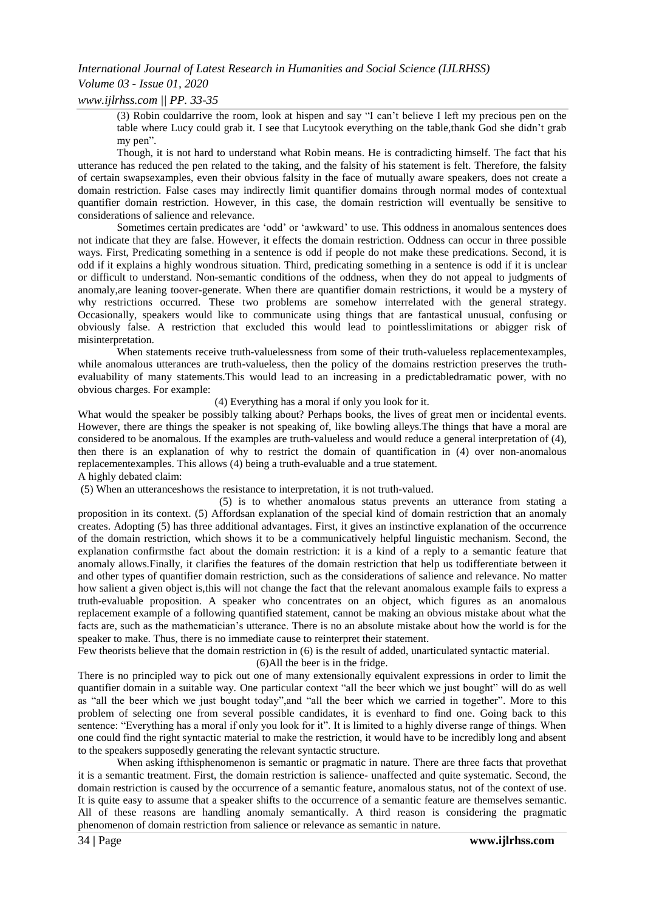(3) Robin couldarrive the room, look at hispen and say "I can't believe I left my precious pen on the table where Lucy could grab it. I see that Lucytook everything on the table,thank God she didn't grab my pen".

Though, it is not hard to understand what Robin means. He is contradicting himself. The fact that his utterance has reduced the pen related to the taking, and the falsity of his statement is felt. Therefore, the falsity of certain swapsexamples, even their obvious falsity in the face of mutually aware speakers, does not create a domain restriction. False cases may indirectly limit quantifier domains through normal modes of contextual quantifier domain restriction. However, in this case, the domain restriction will eventually be sensitive to considerations of salience and relevance.

Sometimes certain predicates are 'odd' or 'awkward' to use. This oddness in anomalous sentences does not indicate that they are false. However, it effects the domain restriction. Oddness can occur in three possible ways. First, Predicating something in a sentence is odd if people do not make these predications. Second, it is odd if it explains a highly wondrous situation. Third, predicating something in a sentence is odd if it is unclear or difficult to understand. Non-semantic conditions of the oddness, when they do not appeal to judgments of anomaly,are leaning toover-generate. When there are quantifier domain restrictions, it would be a mystery of why restrictions occurred. These two problems are somehow interrelated with the general strategy. Occasionally, speakers would like to communicate using things that are fantastical unusual, confusing or obviously false. A restriction that excluded this would lead to pointlesslimitations or abigger risk of misinterpretation.

When statements receive truth-valuelessness from some of their truth-valueless replacementexamples, while anomalous utterances are truth-valueless, then the policy of the domains restriction preserves the truth-evaluability of many statements.This would lead to an increasing in a predictabledramatic power, with no obvious charges. For example:

(4) Everything has a moral if only you look for it.

What would the speaker be possibly talking about? Perhaps books, the lives of great men or incidental events. However, there are things the speaker is not speaking of, like bowling alleys.The things that have a moral are considered to be anomalous. If the examples are truth-valueless and would reduce a general interpretation of (4), then there is an explanation of why to restrict the domain of quantification in (4) over non-anomalous replacementexamples. This allows (4) being a truth-evaluable and a true statement.

A highly debated claim:

(5) When an utteranceshows the resistance to interpretation, it is not truth-valued.

(5) is to whether anomalous status prevents an utterance from stating a proposition in its context. (5) Affordsan explanation of the special kind of domain restriction that an anomaly creates. Adopting (5) has three additional advantages. First, it gives an instinctive explanation of the occurrence of the domain restriction, which shows it to be a communicatively helpful linguistic mechanism. Second, the explanation confirmsthe fact about the domain restriction: it is a kind of a reply to a semantic feature that anomaly allows.Finally, it clarifies the features of the domain restriction that help us todifferentiate between it and other types of quantifier domain restriction, such as the considerations of salience and relevance. No matter how salient a given object is,this will not change the fact that the relevant anomalous example fails to express a truth-evaluable proposition. A speaker who concentrates on an object, which figures as an anomalous replacement example of a following quantified statement, cannot be making an obvious mistake about what the facts are, such as the mathematician's utterance. There is no an absolute mistake about how the world is for the speaker to make. Thus, there is no immediate cause to reinterpret their statement.

Few theorists believe that the domain restriction in (6) is the result of added, unarticulated syntactic material.

(6)All the beer is in the fridge.

There is no principled way to pick out one of many extensionally equivalent expressions in order to limit the quantifier domain in a suitable way. One particular context "all the beer which we just bought" will do as well as "all the beer which we just bought today",and "all the beer which we carried in together". More to this problem of selecting one from several possible candidates, it is evenhard to find one. Going back to this sentence: "Everything has a moral if only you look for it". It is limited to a highly diverse range of things. When one could find the right syntactic material to make the restriction, it would have to be incredibly long and absent to the speakers supposedly generating the relevant syntactic structure.

When asking ifthisphenomenon is semantic or pragmatic in nature. There are three facts that provethat it is a semantic treatment. First, the domain restriction is salience- unaffected and quite systematic. Second, the domain restriction is caused by the occurrence of a semantic feature, anomalous status, not of the context of use. It is quite easy to assume that a speaker shifts to the occurrence of a semantic feature are themselves semantic. All of these reasons are handling anomaly semantically. A third reason is considering the pragmatic phenomenon of domain restriction from salience or relevance as semantic in nature.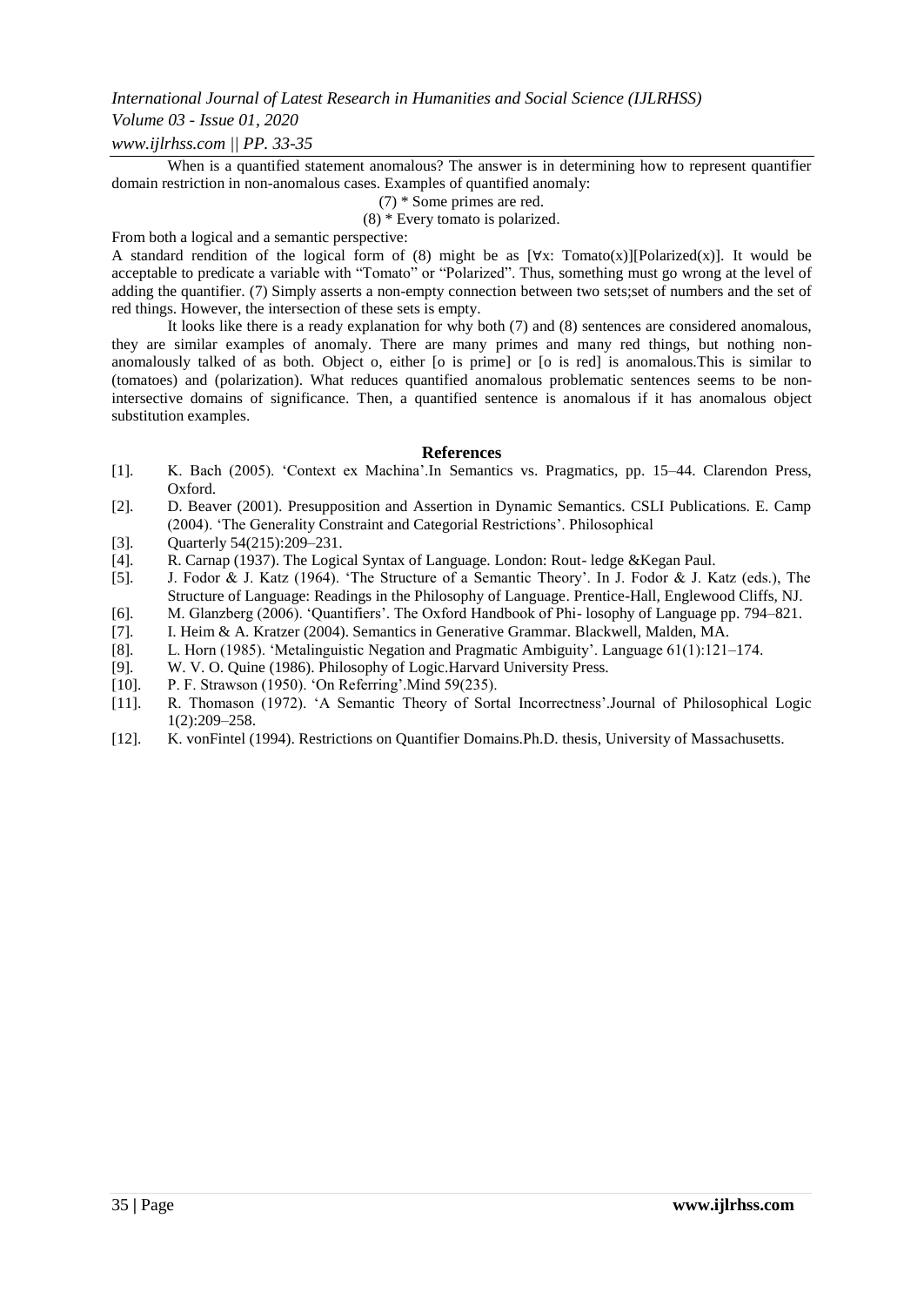When is a quantified statement anomalous? The answer is in determining how to represent quantifier domain restriction in non-anomalous cases. Examples of quantified anomaly:

(7) * Some primes are red.

(8) * Every tomato is polarized.

From both a logical and a semantic perspective:

A standard rendition of the logical form of (8) might be as [∀x: Tomato(x)][Polarized(x)]. It would be acceptable to predicate a variable with "Tomato" or "Polarized". Thus, something must go wrong at the level of adding the quantifier. (7) Simply asserts a non-empty connection between two sets;set of numbers and the set of red things. However, the intersection of these sets is empty.

It looks like there is a ready explanation for why both (7) and (8) sentences are considered anomalous, they are similar examples of anomaly. There are many primes and many red things, but nothing non-anomalously talked of as both. Object o, either [o is prime] or [o is red] is anomalous.This is similar to (tomatoes) and (polarization). What reduces quantified anomalous problematic sentences seems to be non-intersective domains of significance. Then, a quantified sentence is anomalous if it has anomalous object substitution examples.

## References

[1]. K. Bach (2005). 'Context ex Machina'.In Semantics vs. Pragmatics, pp. 15–44. Clarendon Press, Oxford.

[2]. D. Beaver (2001). Presupposition and Assertion in Dynamic Semantics. CSLI Publications. E. Camp (2004). 'The Generality Constraint and Categorial Restrictions'. Philosophical

[3]. Quarterly 54(215):209–231.

[4]. R. Carnap (1937). The Logical Syntax of Language. London: Rout- ledge &Kegan Paul.

[5]. J. Fodor & J. Katz (1964). 'The Structure of a Semantic Theory'. In J. Fodor & J. Katz (eds.), The Structure of Language: Readings in the Philosophy of Language. Prentice-Hall, Englewood Cliffs, NJ.

[6]. M. Glanzberg (2006). 'Quantifiers'. The Oxford Handbook of Phi- losophy of Language pp. 794–821.

[7]. I. Heim & A. Kratzer (2004). Semantics in Generative Grammar. Blackwell, Malden, MA.

[8]. L. Horn (1985). 'Metalinguistic Negation and Pragmatic Ambiguity'. Language 61(1):121–174.

[9]. W. V. O. Quine (1986). Philosophy of Logic.Harvard University Press.

[10]. P. F. Strawson (1950). 'On Referring'.Mind 59(235).

[11]. R. Thomason (1972). 'A Semantic Theory of Sortal Incorrectness'.Journal of Philosophical Logic 1(2):209–258.

[12]. K. vonFintel (1994). Restrictions on Quantifier Domains.Ph.D. thesis, University of Massachusetts.